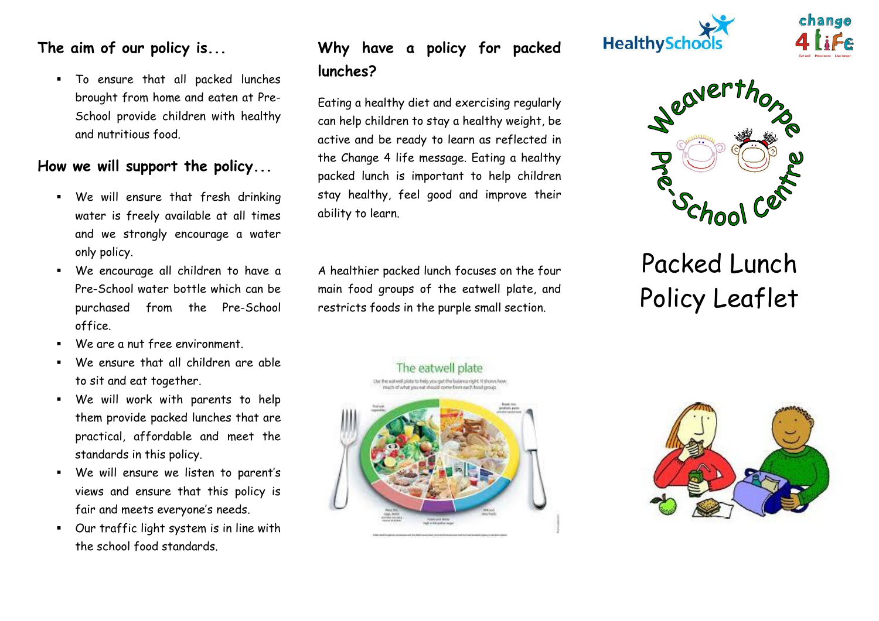## The aim of our policy is...

- To ensure that all packed lunches brought from home and eaten at Pre-School provide children with healthy and nutritious food.

## How we will support the policy...

- We will ensure that fresh drinking water is freely available at all times and we strongly encourage a water only policy.
- We encourage all children to have a Pre-School water bottle which can be purchased from the Pre-School office.
- We are a nut free environment.
- We ensure that all children are able to sit and eat together.
- We will work with parents to help them provide packed lunches that are practical, affordable and meet the standards in this policy.
- We will ensure we listen to parent's views and ensure that this policy is fair and meets everyone's needs.
- Our traffic light system is in line with the school food standards.

## Why have a policy for packed lunches?

Eating a healthy diet and exercising regularly can help children to stay a healthy weight, be active and be ready to learn as reflected in the Change 4 life message. Eating a healthy packed lunch is important to help children stay healthy, feel good and improve their ability to learn.

A healthier packed lunch focuses on the four main food groups of the eatwell plate, and restricts foods in the purple small section.

The eatwell plate

HealthySchools

change 4 Life

Weaverthorpe Pre-School Centre

# Packed Lunch Policy Leaflet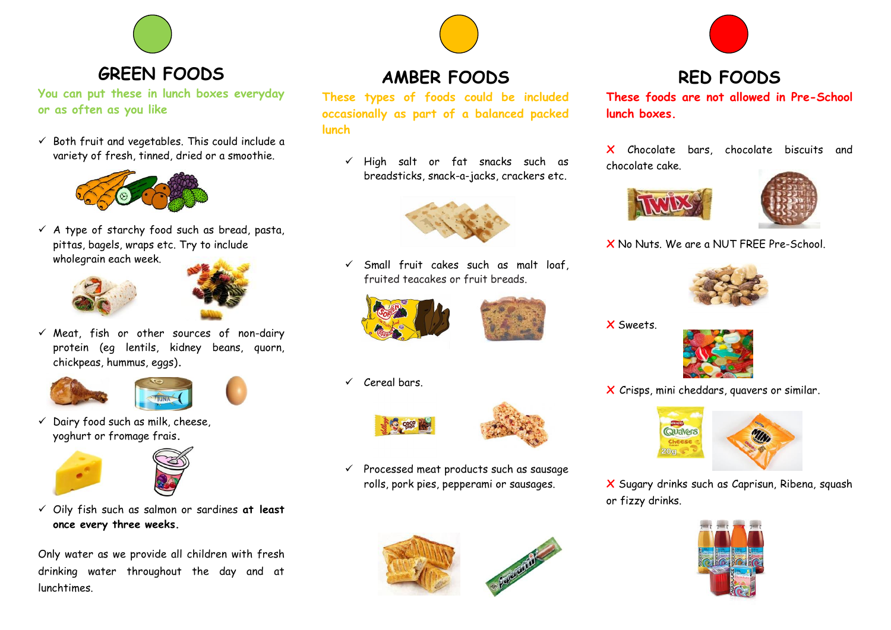## GREEN FOODS

You can put these in lunch boxes everyday or as often as you like

- ✓ Both fruit and vegetables. This could include a variety of fresh, tinned, dried or a smoothie.
- ✓ A type of starchy food such as bread, pasta, pittas, bagels, wraps etc. Try to include wholegrain each week.
- ✓ Meat, fish or other sources of non-dairy protein (eg lentils, kidney beans, quorn, chickpeas, hummus, eggs).
- ✓ Dairy food such as milk, cheese, yoghurt or fromage frais.
- ✓ Oily fish such as salmon or sardines **at least once every three weeks.**

Only water as we provide all children with fresh drinking water throughout the day and at lunchtimes.

## AMBER FOODS

These types of foods could be included occasionally as part of a balanced packed lunch

- ✓ High salt or fat snacks such as breadsticks, snack-a-jacks, crackers etc.
- ✓ Small fruit cakes such as malt loaf, fruited teacakes or fruit breads.
- ✓ Cereal bars.
- ✓ Processed meat products such as sausage rolls, pork pies, pepperami or sausages.

## RED FOODS

These foods are not allowed in Pre-School lunch boxes.

- ✗ Chocolate bars, chocolate biscuits and chocolate cake.
- ✗ No Nuts. We are a NUT FREE Pre-School.
- ✗ Sweets.
- ✗ Crisps, mini cheddars, quavers or similar.
- ✗ Sugary drinks such as Caprisun, Ribena, squash or fizzy drinks.